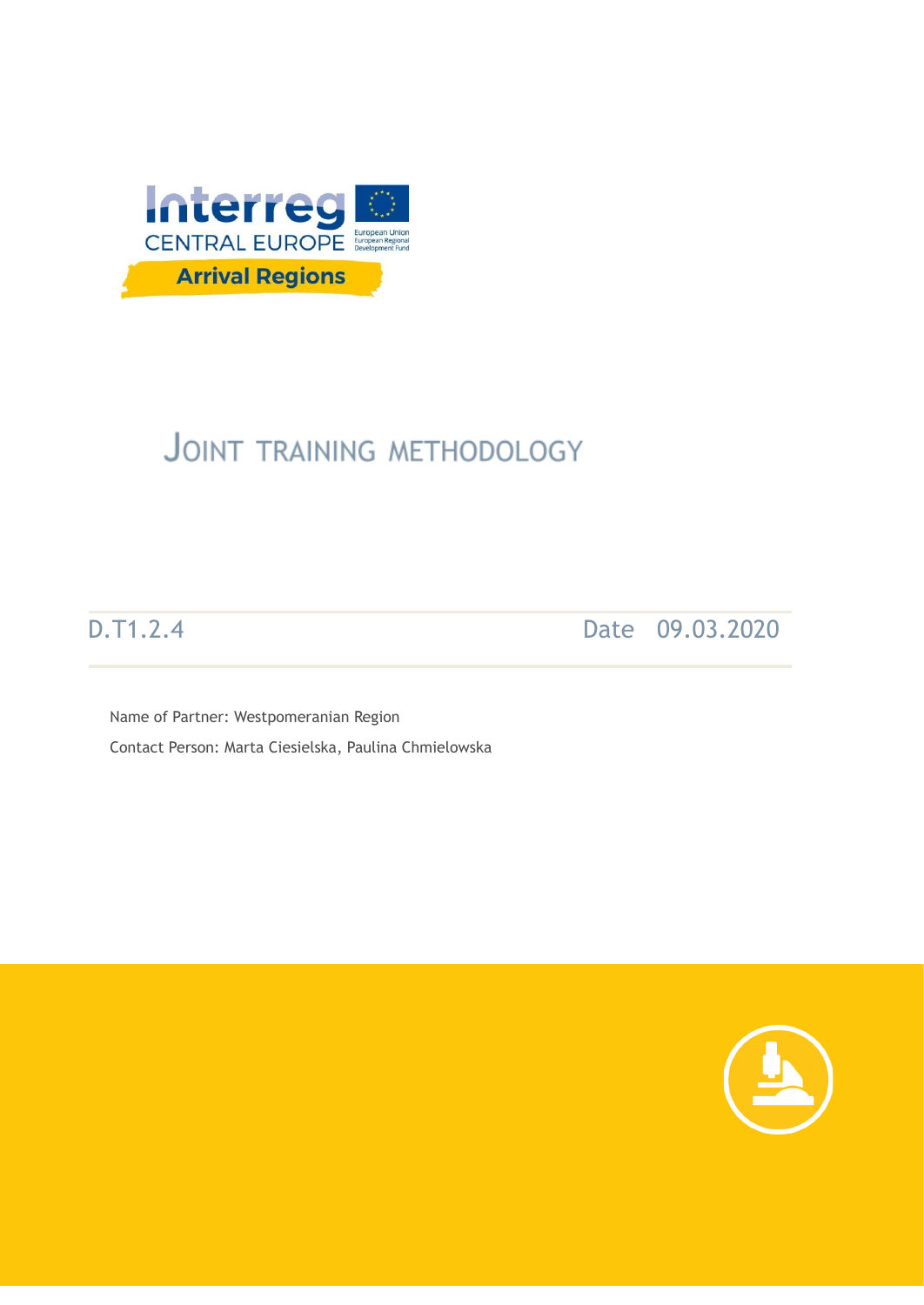Interreg CENTRAL EUROPE

European Union
European Regional Development Fund

Arrival Regions

# JOINT TRAINING METHODOLOGY

D.T1.2.4 Date 09.03.2020

Name of Partner: Westpomeranian Region

Contact Person: Marta Ciesielska, Paulina Chmielowska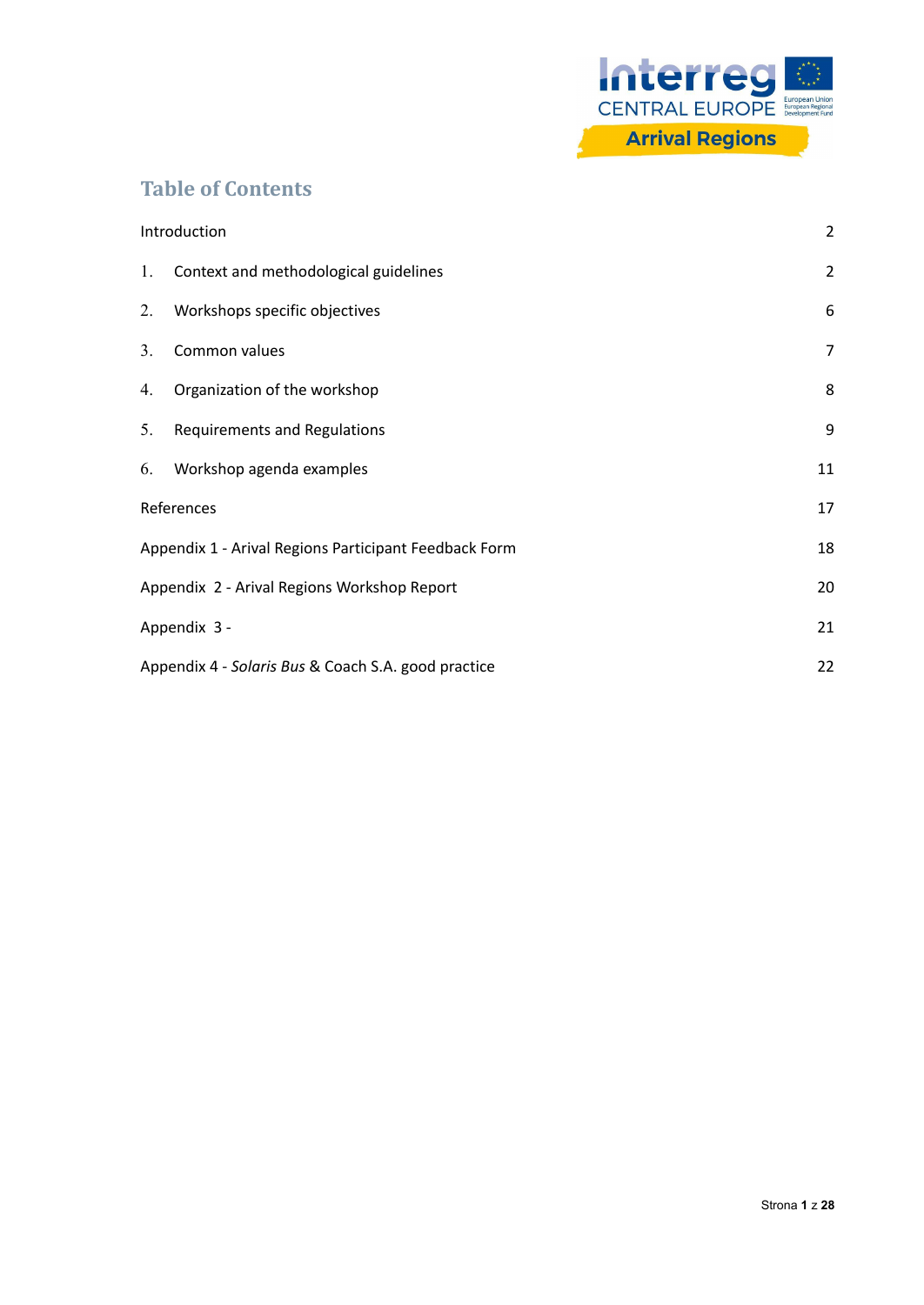## Table of Contents

| | |
|---|---|
| Introduction | 2 |
| 1. Context and methodological guidelines | 2 |
| 2. Workshops specific objectives | 6 |
| 3. Common values | 7 |
| 4. Organization of the workshop | 8 |
| 5. Requirements and Regulations | 9 |
| 6. Workshop agenda examples | 11 |
| References | 17 |
| Appendix 1 - Arival Regions Participant Feedback Form | 18 |
| Appendix 2 - Arival Regions Workshop Report | 20 |
| Appendix 3 - | 21 |
| Appendix 4 - *Solaris Bus* & Coach S.A. good practice | 22 |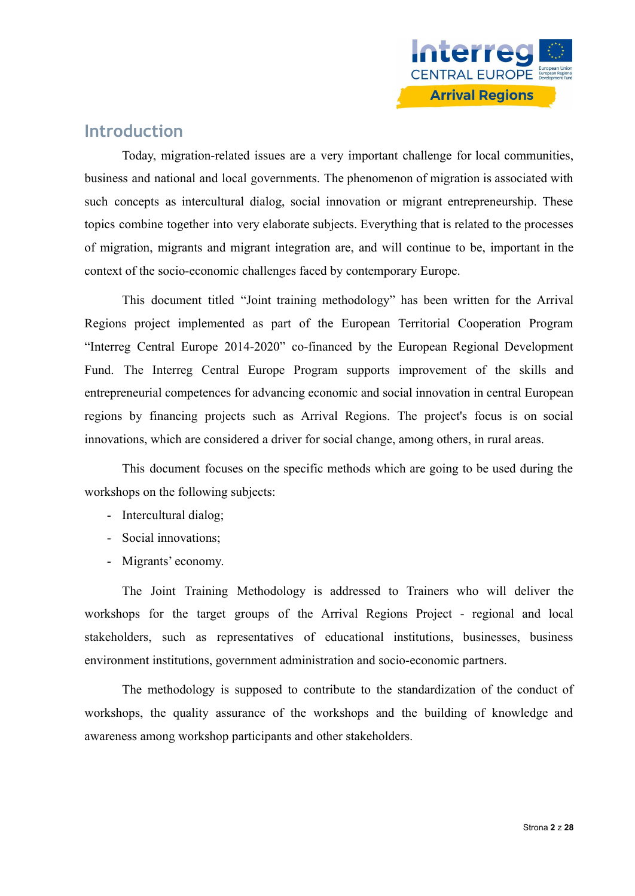## Introduction

Today, migration-related issues are a very important challenge for local communities, business and national and local governments. The phenomenon of migration is associated with such concepts as intercultural dialog, social innovation or migrant entrepreneurship. These topics combine together into very elaborate subjects. Everything that is related to the processes of migration, migrants and migrant integration are, and will continue to be, important in the context of the socio-economic challenges faced by contemporary Europe.

This document titled "Joint training methodology" has been written for the Arrival Regions project implemented as part of the European Territorial Cooperation Program "Interreg Central Europe 2014-2020" co-financed by the European Regional Development Fund. The Interreg Central Europe Program supports improvement of the skills and entrepreneurial competences for advancing economic and social innovation in central European regions by financing projects such as Arrival Regions. The project's focus is on social innovations, which are considered a driver for social change, among others, in rural areas.

This document focuses on the specific methods which are going to be used during the workshops on the following subjects:

- Intercultural dialog;
- Social innovations;
- Migrants' economy.

The Joint Training Methodology is addressed to Trainers who will deliver the workshops for the target groups of the Arrival Regions Project - regional and local stakeholders, such as representatives of educational institutions, businesses, business environment institutions, government administration and socio-economic partners.

The methodology is supposed to contribute to the standardization of the conduct of workshops, the quality assurance of the workshops and the building of knowledge and awareness among workshop participants and other stakeholders.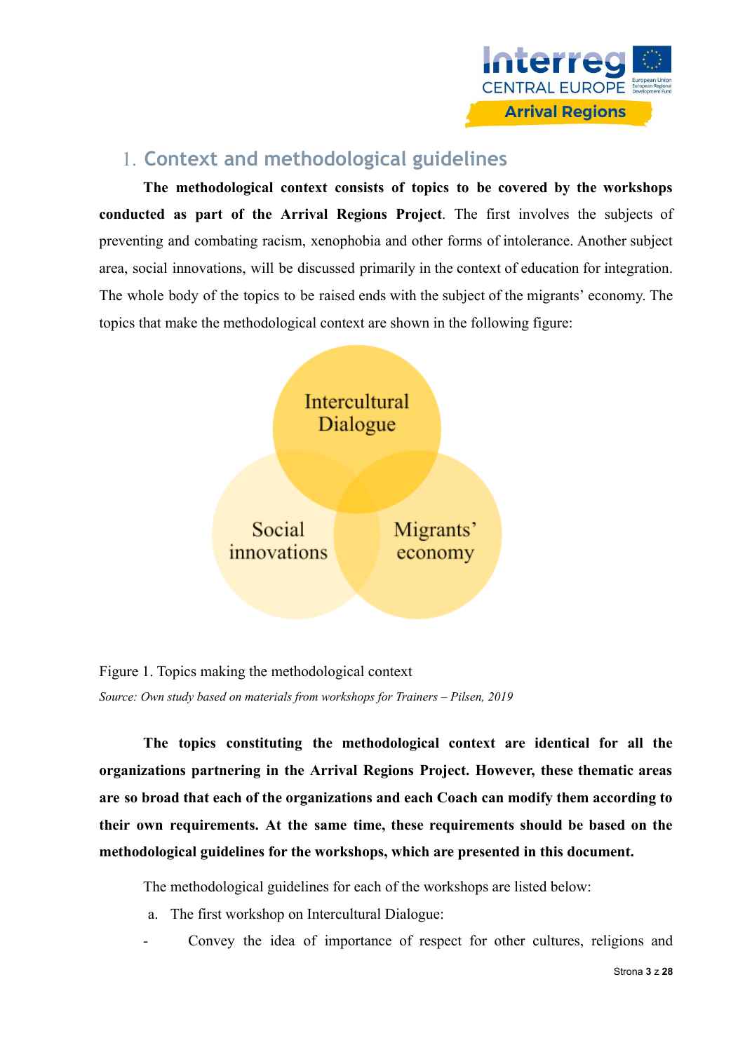# 1. Context and methodological guidelines

**The methodological context consists of topics to be covered by the workshops conducted as part of the Arrival Regions Project**. The first involves the subjects of preventing and combating racism, xenophobia and other forms of intolerance. Another subject area, social innovations, will be discussed primarily in the context of education for integration. The whole body of the topics to be raised ends with the subject of the migrants' economy. The topics that make the methodological context are shown in the following figure:

Intercultural Dialogue

Social innovations

Migrants' economy

Figure 1. Topics making the methodological context

*Source: Own study based on materials from workshops for Trainers – Pilsen, 2019*

**The topics constituting the methodological context are identical for all the organizations partnering in the Arrival Regions Project. However, these thematic areas are so broad that each of the organizations and each Coach can modify them according to their own requirements. At the same time, these requirements should be based on the methodological guidelines for the workshops, which are presented in this document.**

The methodological guidelines for each of the workshops are listed below:

a. The first workshop on Intercultural Dialogue:

- Convey the idea of importance of respect for other cultures, religions and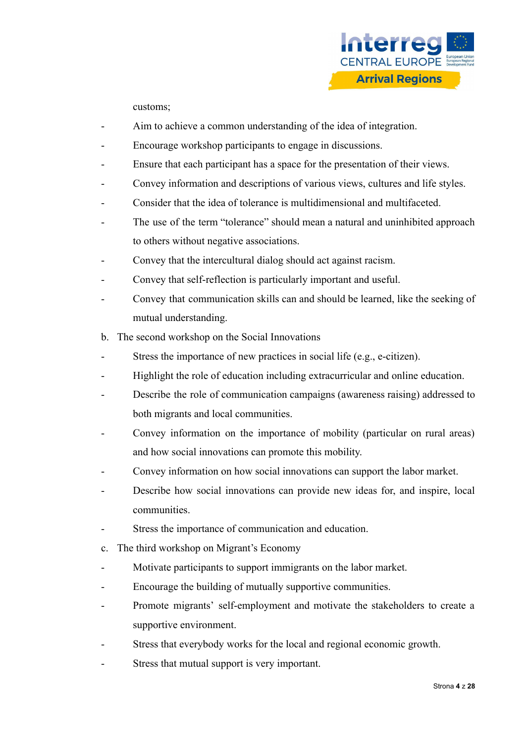customs;

- Aim to achieve a common understanding of the idea of integration.
- Encourage workshop participants to engage in discussions.
- Ensure that each participant has a space for the presentation of their views.
- Convey information and descriptions of various views, cultures and life styles.
- Consider that the idea of tolerance is multidimensional and multifaceted.
- The use of the term "tolerance" should mean a natural and uninhibited approach to others without negative associations.
- Convey that the intercultural dialog should act against racism.
- Convey that self-reflection is particularly important and useful.
- Convey that communication skills can and should be learned, like the seeking of mutual understanding.

b. The second workshop on the Social Innovations

- Stress the importance of new practices in social life (e.g., e-citizen).
- Highlight the role of education including extracurricular and online education.
- Describe the role of communication campaigns (awareness raising) addressed to both migrants and local communities.
- Convey information on the importance of mobility (particular on rural areas) and how social innovations can promote this mobility.
- Convey information on how social innovations can support the labor market.
- Describe how social innovations can provide new ideas for, and inspire, local communities.
- Stress the importance of communication and education.

c. The third workshop on Migrant's Economy

- Motivate participants to support immigrants on the labor market.
- Encourage the building of mutually supportive communities.
- Promote migrants' self-employment and motivate the stakeholders to create a supportive environment.
- Stress that everybody works for the local and regional economic growth.
- Stress that mutual support is very important.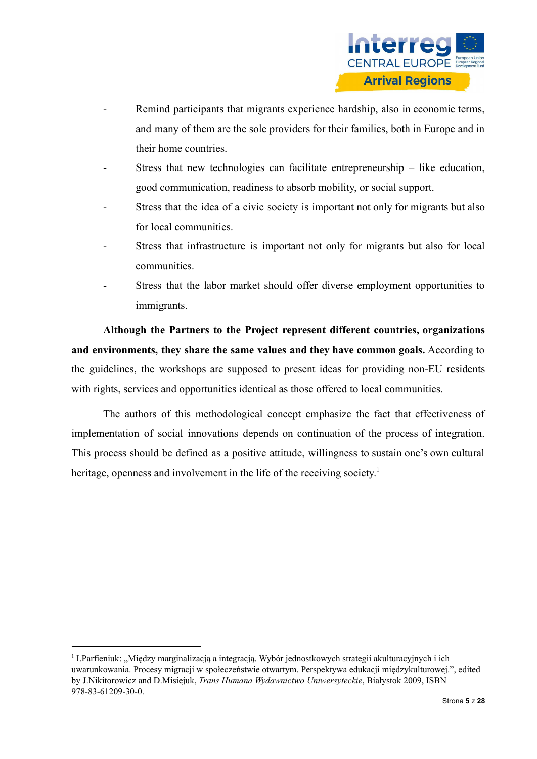- Remind participants that migrants experience hardship, also in economic terms, and many of them are the sole providers for their families, both in Europe and in their home countries.
- Stress that new technologies can facilitate entrepreneurship – like education, good communication, readiness to absorb mobility, or social support.
- Stress that the idea of a civic society is important not only for migrants but also for local communities.
- Stress that infrastructure is important not only for migrants but also for local communities.
- Stress that the labor market should offer diverse employment opportunities to immigrants.

**Although the Partners to the Project represent different countries, organizations and environments, they share the same values and they have common goals.** According to the guidelines, the workshops are supposed to present ideas for providing non-EU residents with rights, services and opportunities identical as those offered to local communities.

The authors of this methodological concept emphasize the fact that effectiveness of implementation of social innovations depends on continuation of the process of integration. This process should be defined as a positive attitude, willingness to sustain one's own cultural heritage, openness and involvement in the life of the receiving society.[1]

---

[1] I.Parfieniuk: „Między marginalizacją a integracją. Wybór jednostkowych strategii akulturacyjnych i ich uwarunkowania. Procesy migracji w społeczeństwie otwartym. Perspektywa edukacji międzykulturowej.", edited by J.Nikitorowicz and D.Misiejuk, *Trans Humana Wydawnictwo Uniwersyteckie*, Białystok 2009, ISBN 978-83-61209-30-0.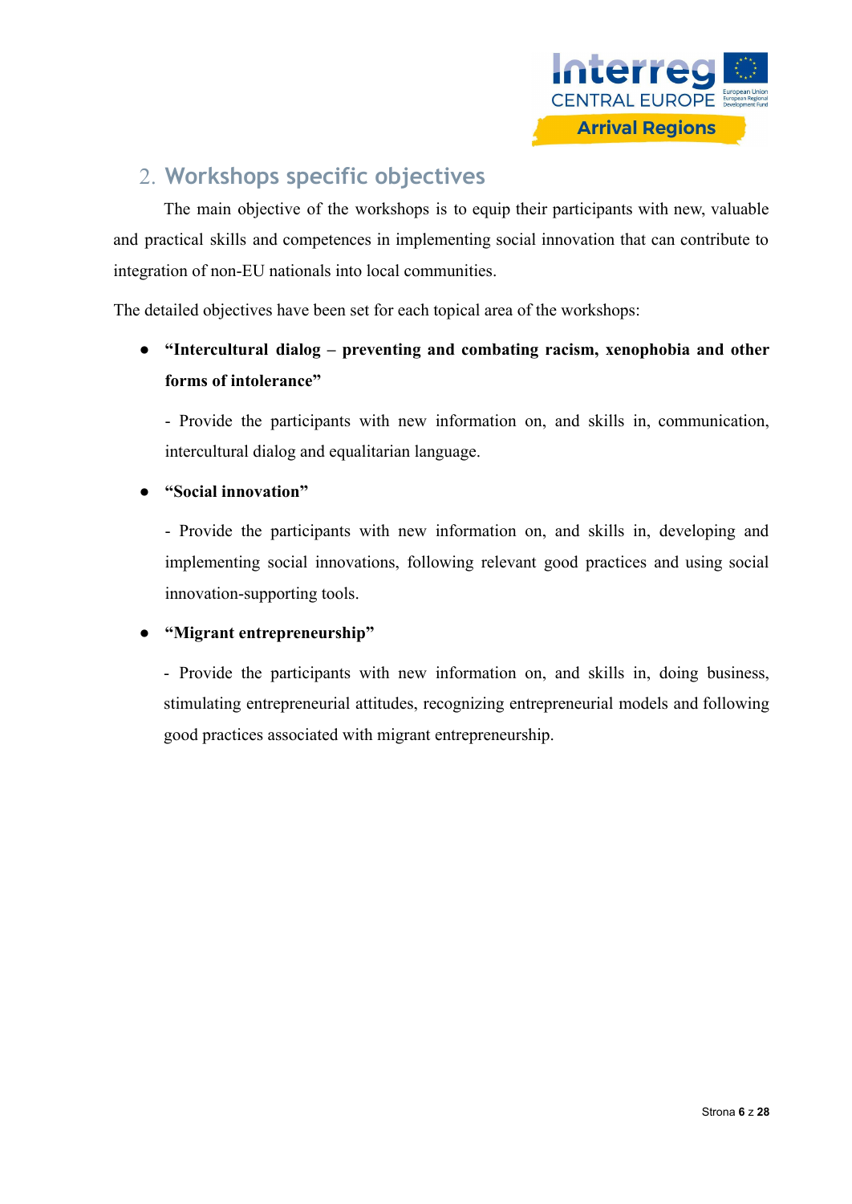## 2. Workshops specific objectives

The main objective of the workshops is to equip their participants with new, valuable and practical skills and competences in implementing social innovation that can contribute to integration of non-EU nationals into local communities.

The detailed objectives have been set for each topical area of the workshops:

- **"Intercultural dialog – preventing and combating racism, xenophobia and other forms of intolerance"**

  - Provide the participants with new information on, and skills in, communication, intercultural dialog and equalitarian language.

- **"Social innovation"**

  - Provide the participants with new information on, and skills in, developing and implementing social innovations, following relevant good practices and using social innovation-supporting tools.

- **"Migrant entrepreneurship"**

  - Provide the participants with new information on, and skills in, doing business, stimulating entrepreneurial attitudes, recognizing entrepreneurial models and following good practices associated with migrant entrepreneurship.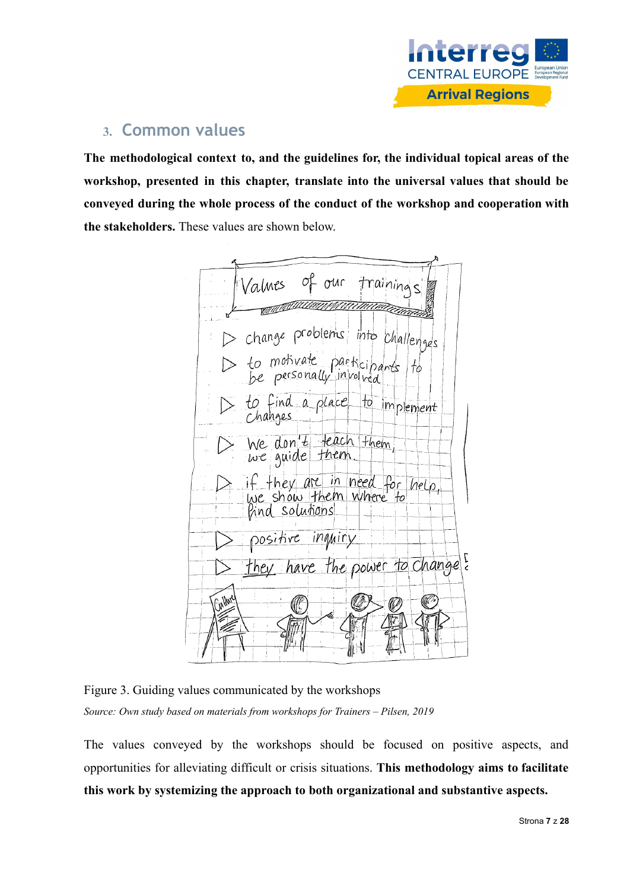## 3. Common values

**The methodological context to, and the guidelines for, the individual topical areas of the workshop, presented in this chapter, translate into the universal values that should be conveyed during the whole process of the conduct of the workshop and cooperation with the stakeholders.** These values are shown below.

Values of our trainings

- change problems into challenges
- to motivate participants to be personally involved
- to find a place to implement changes
- We don't teach them, we guide them.
- if they are in need for help, we show them where to find solutions
- positive inquiry
- they have the power to change

Figure 3. Guiding values communicated by the workshops

*Source: Own study based on materials from workshops for Trainers – Pilsen, 2019*

The values conveyed by the workshops should be focused on positive aspects, and opportunities for alleviating difficult or crisis situations. **This methodology aims to facilitate this work by systemizing the approach to both organizational and substantive aspects.**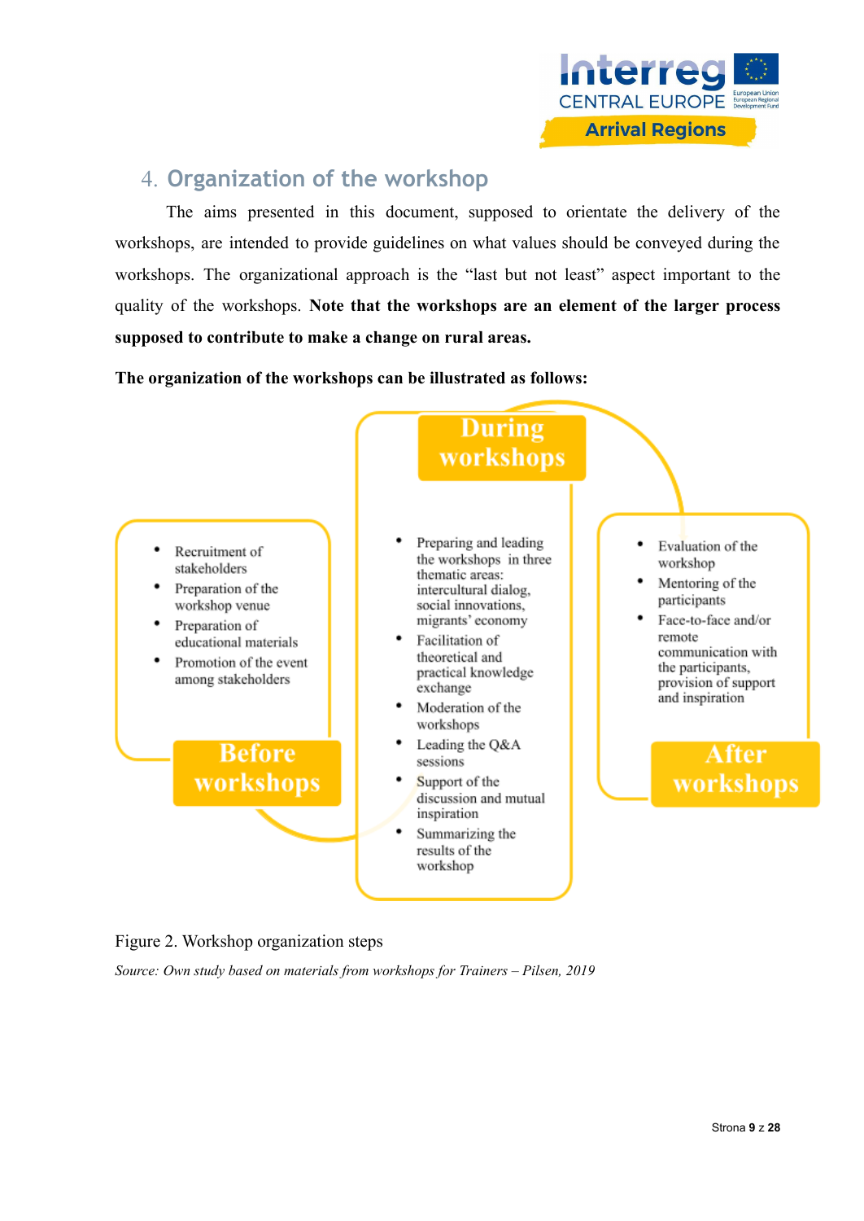## 4. Organization of the workshop

The aims presented in this document, supposed to orientate the delivery of the workshops, are intended to provide guidelines on what values should be conveyed during the workshops. The organizational approach is the "last but not least" aspect important to the quality of the workshops. **Note that the workshops are an element of the larger process supposed to contribute to make a change on rural areas.**

**The organization of the workshops can be illustrated as follows:**

**Before workshops**

- Recruitment of stakeholders
- Preparation of the workshop venue
- Preparation of educational materials
- Promotion of the event among stakeholders

**During workshops**

- Preparing and leading the workshops in three thematic areas: intercultural dialog, social innovations, migrants' economy
- Facilitation of theoretical and practical knowledge exchange
- Moderation of the workshops
- Leading the Q&A sessions
- Support of the discussion and mutual inspiration
- Summarizing the results of the workshop

**After workshops**

- Evaluation of the workshop
- Mentoring of the participants
- Face-to-face and/or remote communication with the participants, provision of support and inspiration

Figure 2. Workshop organization steps

*Source: Own study based on materials from workshops for Trainers – Pilsen, 2019*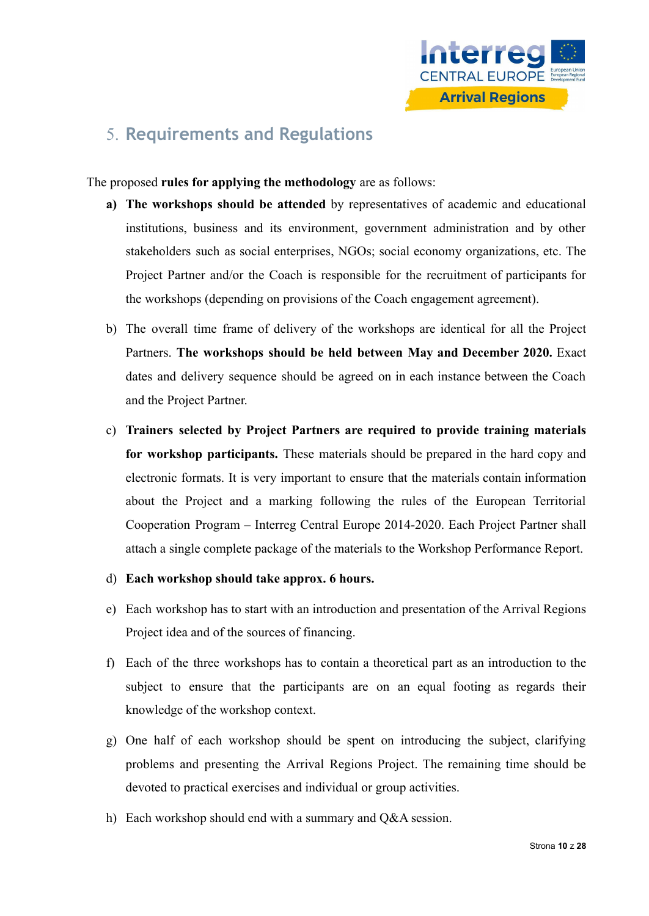## 5. Requirements and Regulations

The proposed **rules for applying the methodology** are as follows:

a) **The workshops should be attended** by representatives of academic and educational institutions, business and its environment, government administration and by other stakeholders such as social enterprises, NGOs; social economy organizations, etc. The Project Partner and/or the Coach is responsible for the recruitment of participants for the workshops (depending on provisions of the Coach engagement agreement).

b) The overall time frame of delivery of the workshops are identical for all the Project Partners. **The workshops should be held between May and December 2020.** Exact dates and delivery sequence should be agreed on in each instance between the Coach and the Project Partner.

c) **Trainers selected by Project Partners are required to provide training materials for workshop participants.** These materials should be prepared in the hard copy and electronic formats. It is very important to ensure that the materials contain information about the Project and a marking following the rules of the European Territorial Cooperation Program – Interreg Central Europe 2014-2020. Each Project Partner shall attach a single complete package of the materials to the Workshop Performance Report.

d) **Each workshop should take approx. 6 hours.**

e) Each workshop has to start with an introduction and presentation of the Arrival Regions Project idea and of the sources of financing.

f) Each of the three workshops has to contain a theoretical part as an introduction to the subject to ensure that the participants are on an equal footing as regards their knowledge of the workshop context.

g) One half of each workshop should be spent on introducing the subject, clarifying problems and presenting the Arrival Regions Project. The remaining time should be devoted to practical exercises and individual or group activities.

h) Each workshop should end with a summary and Q&A session.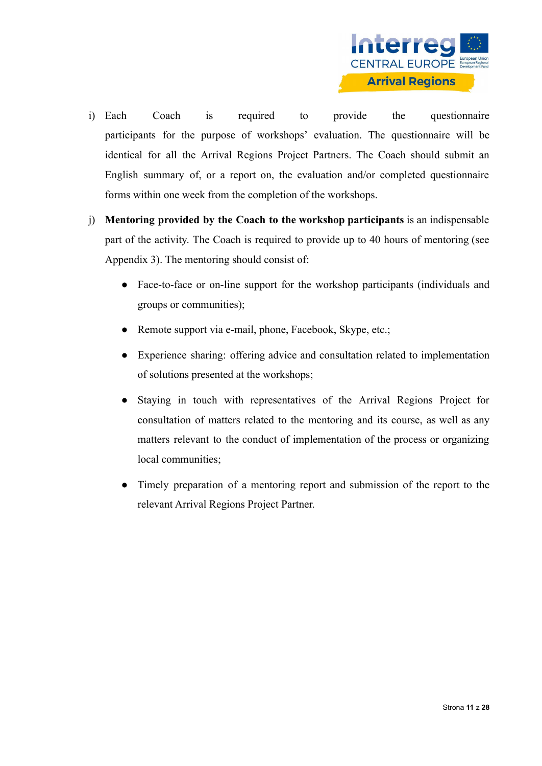i) Each Coach is required to provide the questionnaire participants for the purpose of workshops' evaluation. The questionnaire will be identical for all the Arrival Regions Project Partners. The Coach should submit an English summary of, or a report on, the evaluation and/or completed questionnaire forms within one week from the completion of the workshops.

j) **Mentoring provided by the Coach to the workshop participants** is an indispensable part of the activity. The Coach is required to provide up to 40 hours of mentoring (see Appendix 3). The mentoring should consist of:

- Face-to-face or on-line support for the workshop participants (individuals and groups or communities);
- Remote support via e-mail, phone, Facebook, Skype, etc.;
- Experience sharing: offering advice and consultation related to implementation of solutions presented at the workshops;
- Staying in touch with representatives of the Arrival Regions Project for consultation of matters related to the mentoring and its course, as well as any matters relevant to the conduct of implementation of the process or organizing local communities;
- Timely preparation of a mentoring report and submission of the report to the relevant Arrival Regions Project Partner.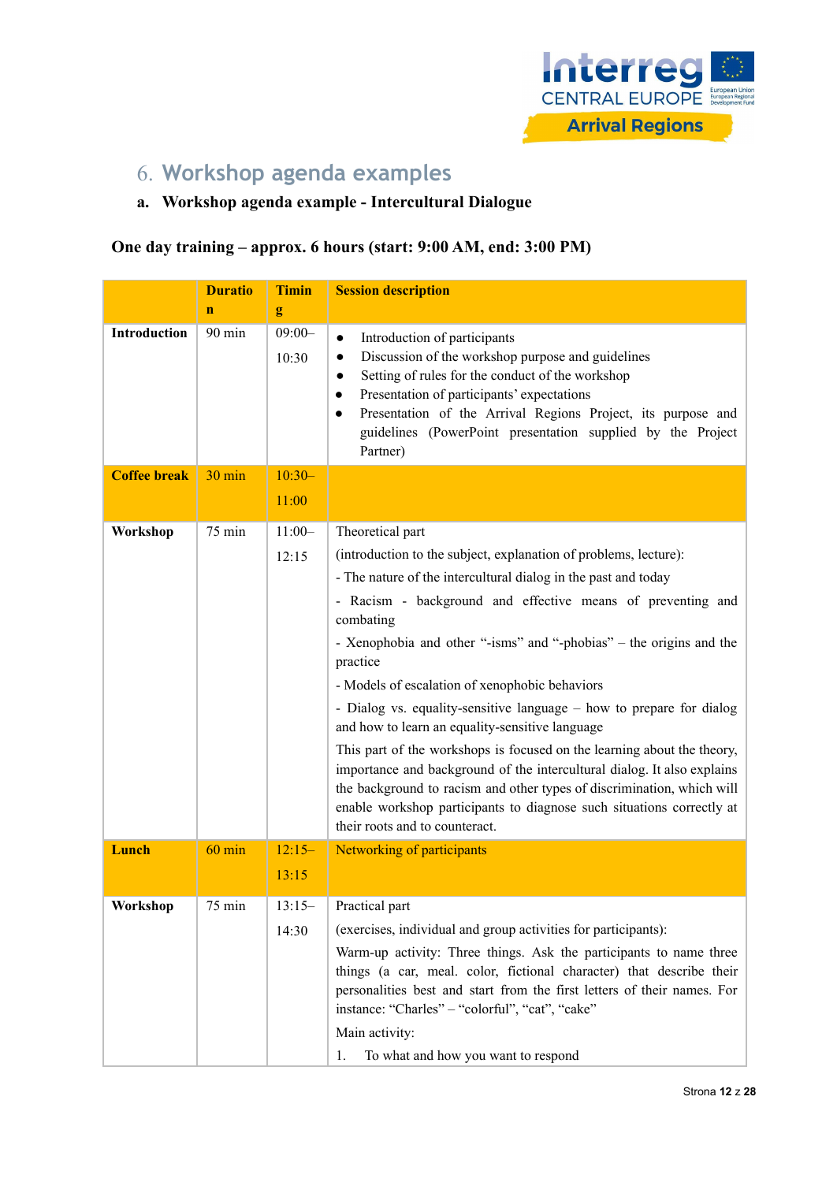## 6. Workshop agenda examples

### a. Workshop agenda example - Intercultural Dialogue

**One day training – approx. 6 hours (start: 9:00 AM, end: 3:00 PM)**

| | **Duration** | **Timing** | **Session description** |
|---|---|---|---|
| **Introduction** | 90 min | 09:00–10:30 | • Introduction of participants<br>• Discussion of the workshop purpose and guidelines<br>• Setting of rules for the conduct of the workshop<br>• Presentation of participants' expectations<br>• Presentation of the Arrival Regions Project, its purpose and guidelines (PowerPoint presentation supplied by the Project Partner) |
| **Coffee break** | 30 min | 10:30–11:00 | |
| **Workshop** | 75 min | 11:00–12:15 | Theoretical part<br>(introduction to the subject, explanation of problems, lecture):<br>- The nature of the intercultural dialog in the past and today<br>- Racism - background and effective means of preventing and combating<br>- Xenophobia and other "-isms" and "-phobias" – the origins and the practice<br>- Models of escalation of xenophobic behaviors<br>- Dialog vs. equality-sensitive language – how to prepare for dialog and how to learn an equality-sensitive language<br>This part of the workshops is focused on the learning about the theory, importance and background of the intercultural dialog. It also explains the background to racism and other types of discrimination, which will enable workshop participants to diagnose such situations correctly at their roots and to counteract. |
| **Lunch** | 60 min | 12:15–13:15 | Networking of participants |
| **Workshop** | 75 min | 13:15–14:30 | Practical part<br>(exercises, individual and group activities for participants):<br>Warm-up activity: Three things. Ask the participants to name three things (a car, meal. color, fictional character) that describe their personalities best and start from the first letters of their names. For instance: "Charles" – "colorful", "cat", "cake"<br>Main activity:<br>1. To what and how you want to respond |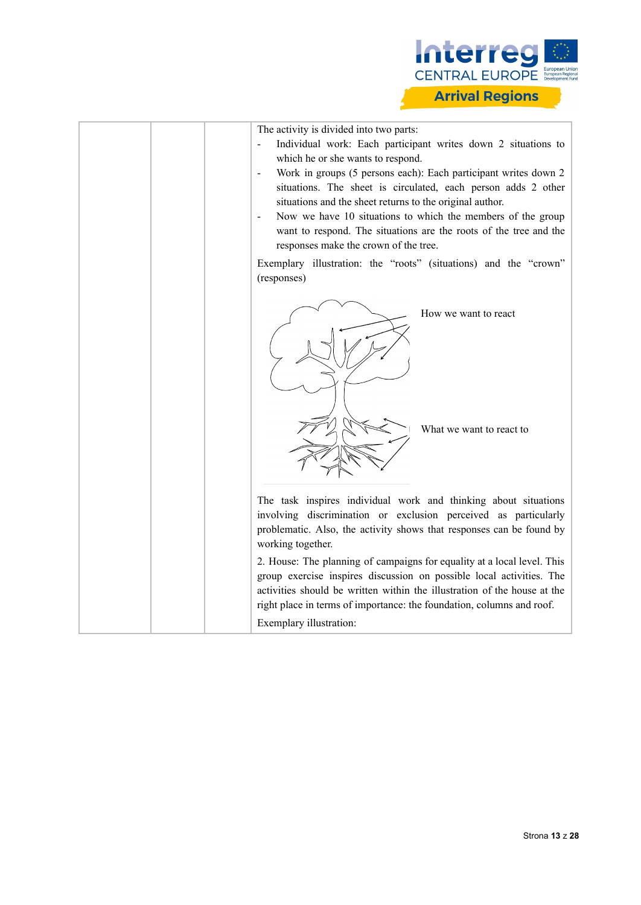| | | | The activity is divided into two parts:<br>- Individual work: Each participant writes down 2 situations to which he or she wants to respond.<br>- Work in groups (5 persons each): Each participant writes down 2 situations. The sheet is circulated, each person adds 2 other situations and the sheet returns to the original author.<br>- Now we have 10 situations to which the members of the group want to respond. The situations are the roots of the tree and the responses make the crown of the tree.<br><br>Exemplary illustration: the "roots" (situations) and the "crown" (responses)<br><br>How we want to react<br><br>What we want to react to<br><br>The task inspires individual work and thinking about situations involving discrimination or exclusion perceived as particularly problematic. Also, the activity shows that responses can be found by working together.<br><br>2. House: The planning of campaigns for equality at a local level. This group exercise inspires discussion on possible local activities. The activities should be written within the illustration of the house at the right place in terms of importance: the foundation, columns and roof.<br><br>Exemplary illustration: |
|---|---|---|---|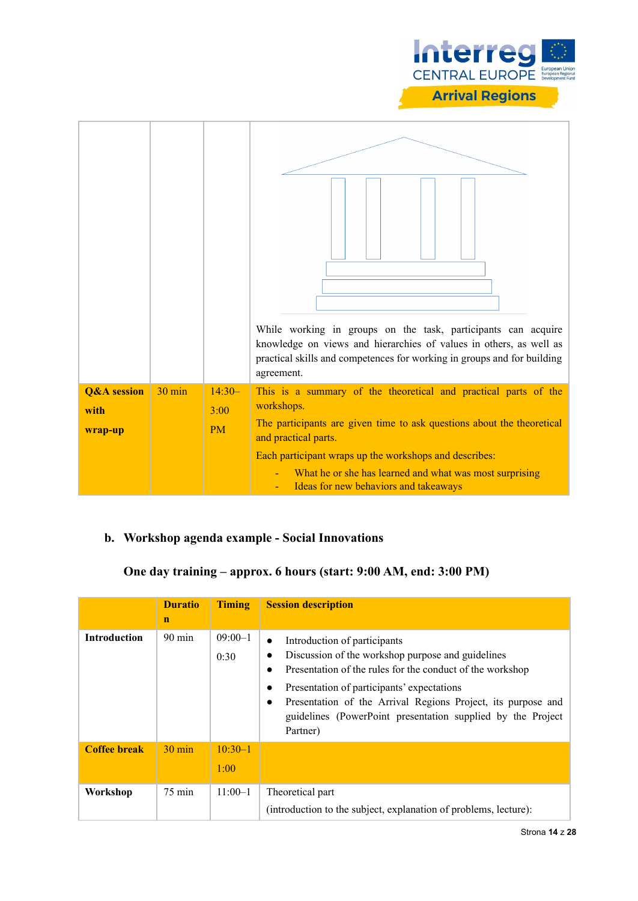| | | | While working in groups on the task, participants can acquire knowledge on views and hierarchies of values in others, as well as practical skills and competences for working in groups and for building agreement. |
|---|---|---|---|
| **Q&A session with wrap-up** | 30 min | 14:30–3:00 PM | This is a summary of the theoretical and practical parts of the workshops.<br>The participants are given time to ask questions about the theoretical and practical parts.<br>Each participant wraps up the workshops and describes:<br>- What he or she has learned and what was most surprising<br>- Ideas for new behaviors and takeaways |

**b. Workshop agenda example - Social Innovations**

**One day training – approx. 6 hours (start: 9:00 AM, end: 3:00 PM)**

| | **Duration** | **Timing** | **Session description** |
|---|---|---|---|
| **Introduction** | 90 min | 09:00–10:30 | • Introduction of participants<br>• Discussion of the workshop purpose and guidelines<br>• Presentation of the rules for the conduct of the workshop<br>• Presentation of participants' expectations<br>• Presentation of the Arrival Regions Project, its purpose and guidelines (PowerPoint presentation supplied by the Project Partner) |
| **Coffee break** | 30 min | 10:30–11:00 | |
| **Workshop** | 75 min | 11:00–1 | Theoretical part<br>(introduction to the subject, explanation of problems, lecture): |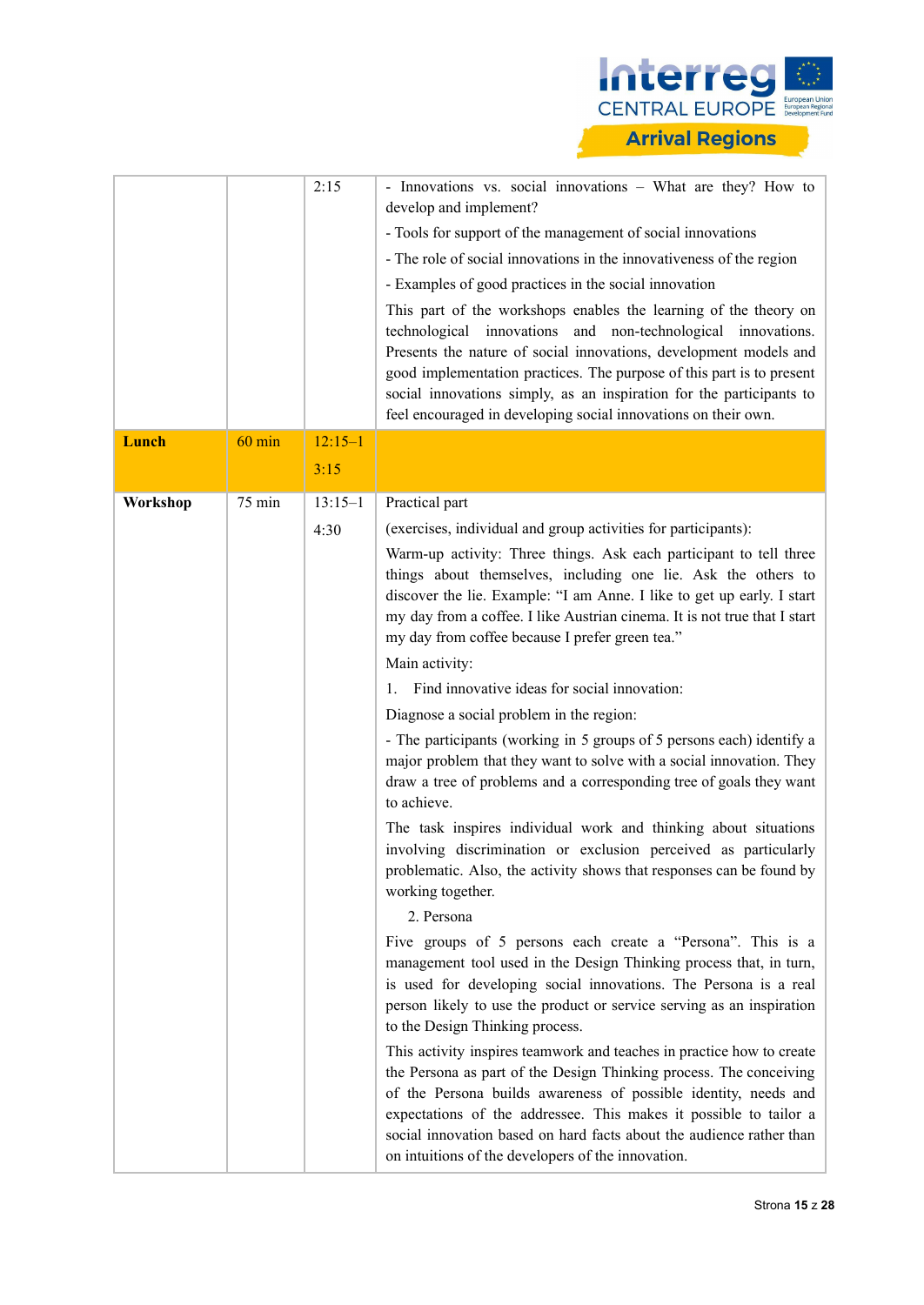| | | | |
|---|---|---|---|
| | | 2:15 | - Innovations vs. social innovations – What are they? How to develop and implement?<br><br>- Tools for support of the management of social innovations<br><br>- The role of social innovations in the innovativeness of the region<br><br>- Examples of good practices in the social innovation<br><br>This part of the workshops enables the learning of the theory on technological innovations and non-technological innovations. Presents the nature of social innovations, development models and good implementation practices. The purpose of this part is to present social innovations simply, as an inspiration for the participants to feel encouraged in developing social innovations on their own. |
| **Lunch** | 60 min | 12:15–13:15 | |
| **Workshop** | 75 min | 13:15–14:30 | Practical part<br><br>(exercises, individual and group activities for participants):<br><br>Warm-up activity: Three things. Ask each participant to tell three things about themselves, including one lie. Ask the others to discover the lie. Example: "I am Anne. I like to get up early. I start my day from a coffee. I like Austrian cinema. It is not true that I start my day from coffee because I prefer green tea."<br><br>Main activity:<br><br>1. Find innovative ideas for social innovation:<br><br>Diagnose a social problem in the region:<br><br>- The participants (working in 5 groups of 5 persons each) identify a major problem that they want to solve with a social innovation. They draw a tree of problems and a corresponding tree of goals they want to achieve.<br><br>The task inspires individual work and thinking about situations involving discrimination or exclusion perceived as particularly problematic. Also, the activity shows that responses can be found by working together.<br><br>2. Persona<br><br>Five groups of 5 persons each create a "Persona". This is a management tool used in the Design Thinking process that, in turn, is used for developing social innovations. The Persona is a real person likely to use the product or service serving as an inspiration to the Design Thinking process.<br><br>This activity inspires teamwork and teaches in practice how to create the Persona as part of the Design Thinking process. The conceiving of the Persona builds awareness of possible identity, needs and expectations of the addressee. This makes it possible to tailor a social innovation based on hard facts about the audience rather than on intuitions of the developers of the innovation. |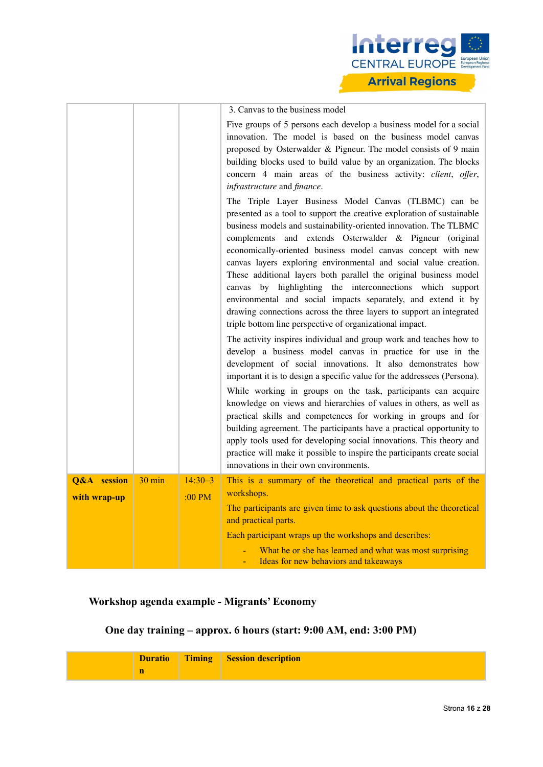| | | | |
|---|---|---|---|
| | | | 3. Canvas to the business model<br><br>Five groups of 5 persons each develop a business model for a social innovation. The model is based on the business model canvas proposed by Osterwalder & Pigneur. The model consists of 9 main building blocks used to build value by an organization. The blocks concern 4 main areas of the business activity: *client*, *offer*, *infrastructure* and *finance*.<br><br>The Triple Layer Business Model Canvas (TLBMC) can be presented as a tool to support the creative exploration of sustainable business models and sustainability-oriented innovation. The TLBMC complements and extends Osterwalder & Pigneur (original economically-oriented business model canvas concept with new canvas layers exploring environmental and social value creation. These additional layers both parallel the original business model canvas by highlighting the interconnections which support environmental and social impacts separately, and extend it by drawing connections across the three layers to support an integrated triple bottom line perspective of organizational impact.<br><br>The activity inspires individual and group work and teaches how to develop a business model canvas in practice for use in the development of social innovations. It also demonstrates how important it is to design a specific value for the addressees (Persona).<br><br>While working in groups on the task, participants can acquire knowledge on views and hierarchies of values in others, as well as practical skills and competences for working in groups and for building agreement. The participants have a practical opportunity to apply tools used for developing social innovations. This theory and practice will make it possible to inspire the participants create social innovations in their own environments. |
| **Q&A session with wrap-up** | 30 min | 14:30–3:00 PM | This is a summary of the theoretical and practical parts of the workshops.<br><br>The participants are given time to ask questions about the theoretical and practical parts.<br><br>Each participant wraps up the workshops and describes:<br><br>- What he or she has learned and what was most surprising<br>- Ideas for new behaviors and takeaways |

**Workshop agenda example - Migrants' Economy**

**One day training – approx. 6 hours (start: 9:00 AM, end: 3:00 PM)**

| | **Duration** | **Timing** | **Session description** |
|---|---|---|---|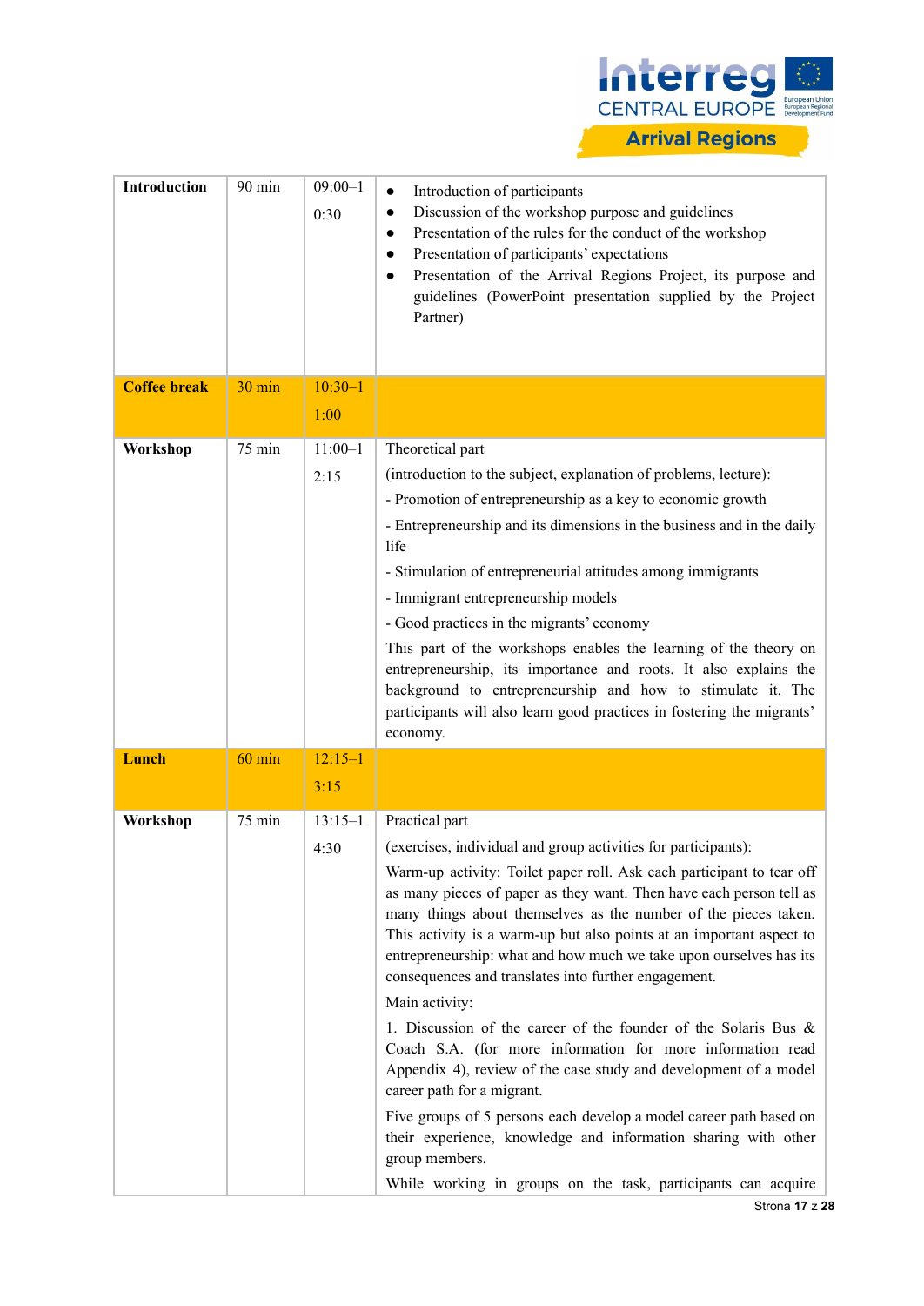| Introduction | 90 min | 09:00–10:30 | • Introduction of participants<br>• Discussion of the workshop purpose and guidelines<br>• Presentation of the rules for the conduct of the workshop<br>• Presentation of participants' expectations<br>• Presentation of the Arrival Regions Project, its purpose and guidelines (PowerPoint presentation supplied by the Project Partner) |
|---|---|---|---|
| **Coffee break** | 30 min | 10:30–11:00 | |
| **Workshop** | 75 min | 11:00–12:15 | Theoretical part<br>(introduction to the subject, explanation of problems, lecture):<br>- Promotion of entrepreneurship as a key to economic growth<br>- Entrepreneurship and its dimensions in the business and in the daily life<br>- Stimulation of entrepreneurial attitudes among immigrants<br>- Immigrant entrepreneurship models<br>- Good practices in the migrants' economy<br>This part of the workshops enables the learning of the theory on entrepreneurship, its importance and roots. It also explains the background to entrepreneurship and how to stimulate it. The participants will also learn good practices in fostering the migrants' economy. |
| **Lunch** | 60 min | 12:15–13:15 | |
| **Workshop** | 75 min | 13:15–14:30 | Practical part<br>(exercises, individual and group activities for participants):<br>Warm-up activity: Toilet paper roll. Ask each participant to tear off as many pieces of paper as they want. Then have each person tell as many things about themselves as the number of the pieces taken. This activity is a warm-up but also points at an important aspect to entrepreneurship: what and how much we take upon ourselves has its consequences and translates into further engagement.<br>Main activity:<br>1. Discussion of the career of the founder of the Solaris Bus & Coach S.A. (for more information for more information read Appendix 4), review of the case study and development of a model career path for a migrant.<br>Five groups of 5 persons each develop a model career path based on their experience, knowledge and information sharing with other group members.<br>While working in groups on the task, participants can acquire |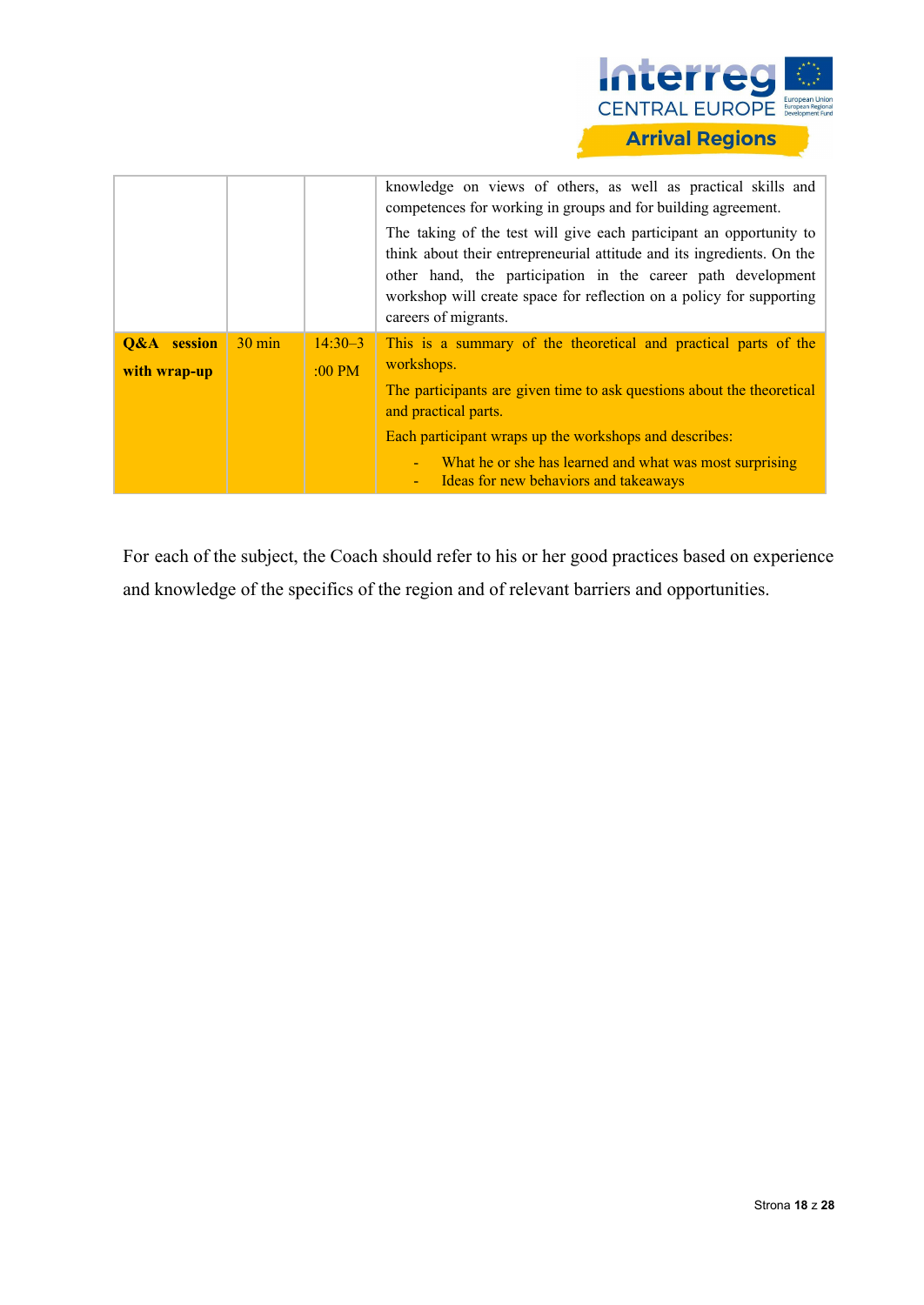| | | | |
|---|---|---|---|
| | | | knowledge on views of others, as well as practical skills and competences for working in groups and for building agreement.<br>The taking of the test will give each participant an opportunity to think about their entrepreneurial attitude and its ingredients. On the other hand, the participation in the career path development workshop will create space for reflection on a policy for supporting careers of migrants. |
| **Q&A session with wrap-up** | 30 min | 14:30–3:00 PM | This is a summary of the theoretical and practical parts of the workshops.<br>The participants are given time to ask questions about the theoretical and practical parts.<br>Each participant wraps up the workshops and describes:<br>- What he or she has learned and what was most surprising<br>- Ideas for new behaviors and takeaways |

For each of the subject, the Coach should refer to his or her good practices based on experience and knowledge of the specifics of the region and of relevant barriers and opportunities.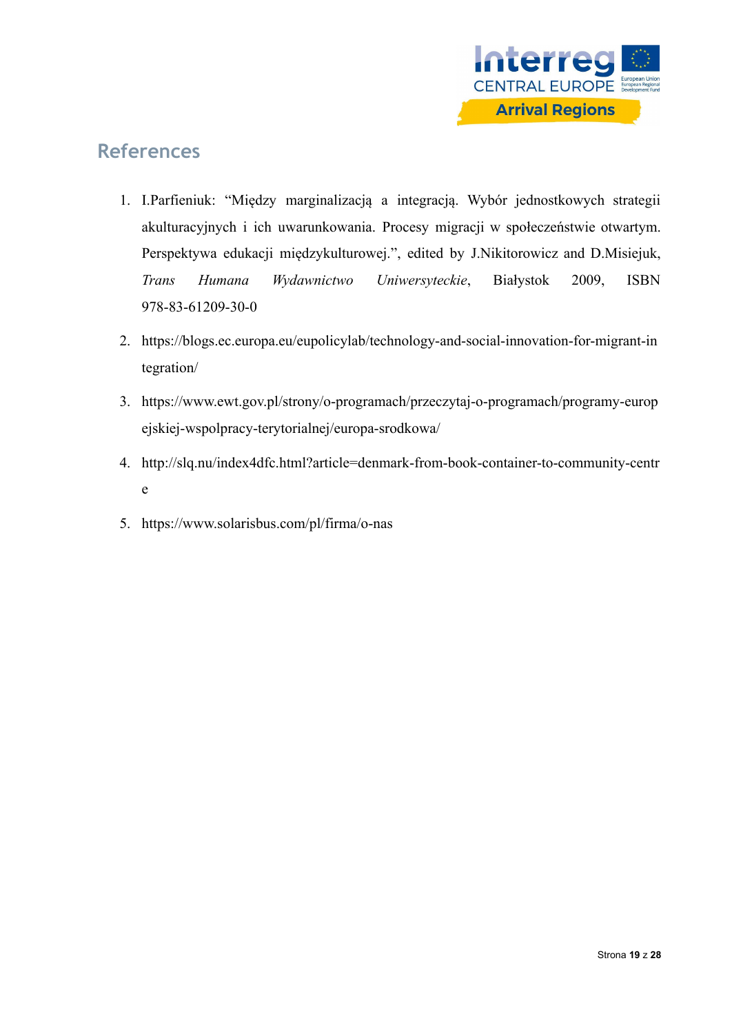## References

1. I.Parfieniuk: "Między marginalizacją a integracją. Wybór jednostkowych strategii akulturacyjnych i ich uwarunkowania. Procesy migracji w społeczeństwie otwartym. Perspektywa edukacji międzykulturowej.", edited by J.Nikitorowicz and D.Misiejuk, *Trans Humana Wydawnictwo Uniwersyteckie*, Białystok 2009, ISBN 978-83-61209-30-0
2. https://blogs.ec.europa.eu/eupolicylab/technology-and-social-innovation-for-migrant-integration/
3. https://www.ewt.gov.pl/strony/o-programach/przeczytaj-o-programach/programy-europejskiej-wspolpracy-terytorialnej/europa-srodkowa/
4. http://slq.nu/index4dfc.html?article=denmark-from-book-container-to-community-centre
5. https://www.solarisbus.com/pl/firma/o-nas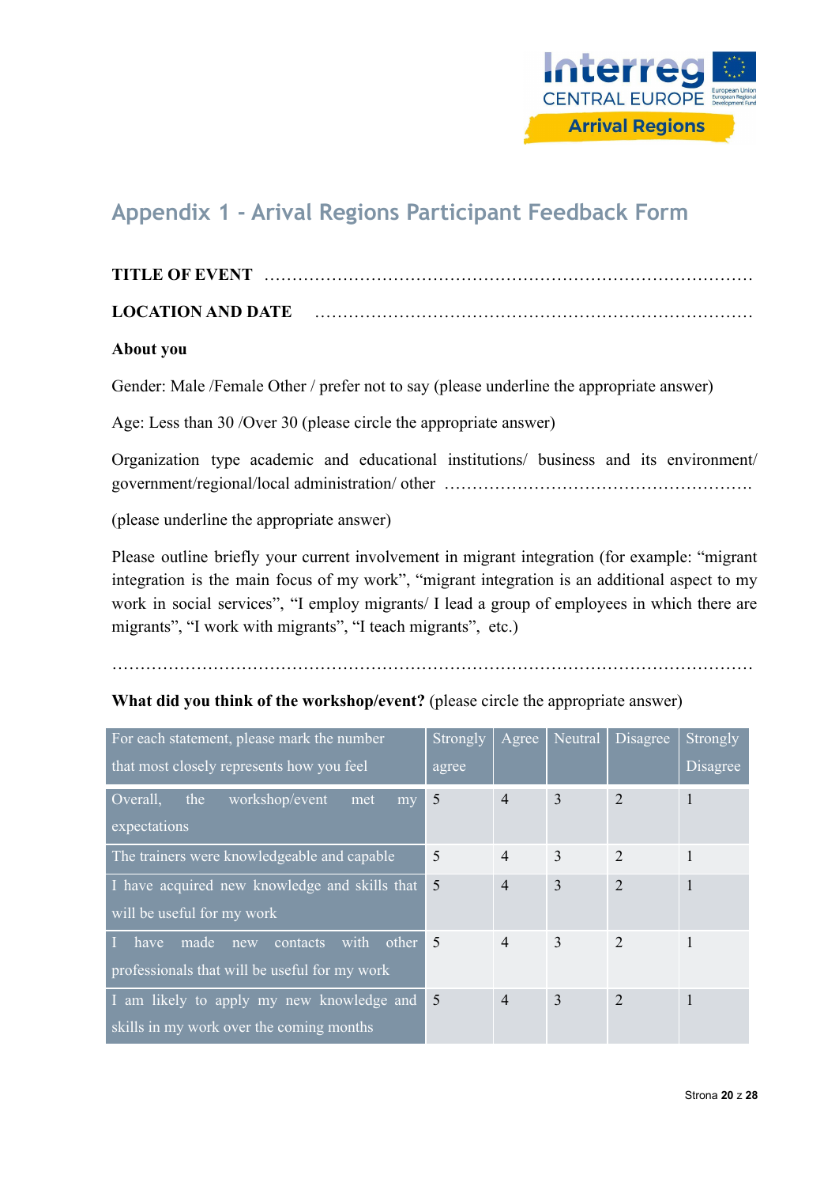## Appendix 1 - Arival Regions Participant Feedback Form

**TITLE OF EVENT** ………………………………………………………………………………

**LOCATION AND DATE** ……………………………………………………………………

**About you**

Gender: Male /Female Other / prefer not to say (please underline the appropriate answer)

Age: Less than 30 /Over 30 (please circle the appropriate answer)

Organization type academic and educational institutions/ business and its environment/ government/regional/local administration/ other ……………………………………………….

(please underline the appropriate answer)

Please outline briefly your current involvement in migrant integration (for example: "migrant integration is the main focus of my work", "migrant integration is an additional aspect to my work in social services", "I employ migrants/ I lead a group of employees in which there are migrants", "I work with migrants", "I teach migrants", etc.)

……………………………………………………………………………………………………

**What did you think of the workshop/event?** (please circle the appropriate answer)

| For each statement, please mark the number that most closely represents how you feel | Strongly agree | Agree | Neutral | Disagree | Strongly Disagree |
|---|---|---|---|---|---|
| Overall, the workshop/event met my expectations | 5 | 4 | 3 | 2 | 1 |
| The trainers were knowledgeable and capable | 5 | 4 | 3 | 2 | 1 |
| I have acquired new knowledge and skills that will be useful for my work | 5 | 4 | 3 | 2 | 1 |
| I have made new contacts with other professionals that will be useful for my work | 5 | 4 | 3 | 2 | 1 |
| I am likely to apply my new knowledge and skills in my work over the coming months | 5 | 4 | 3 | 2 | 1 |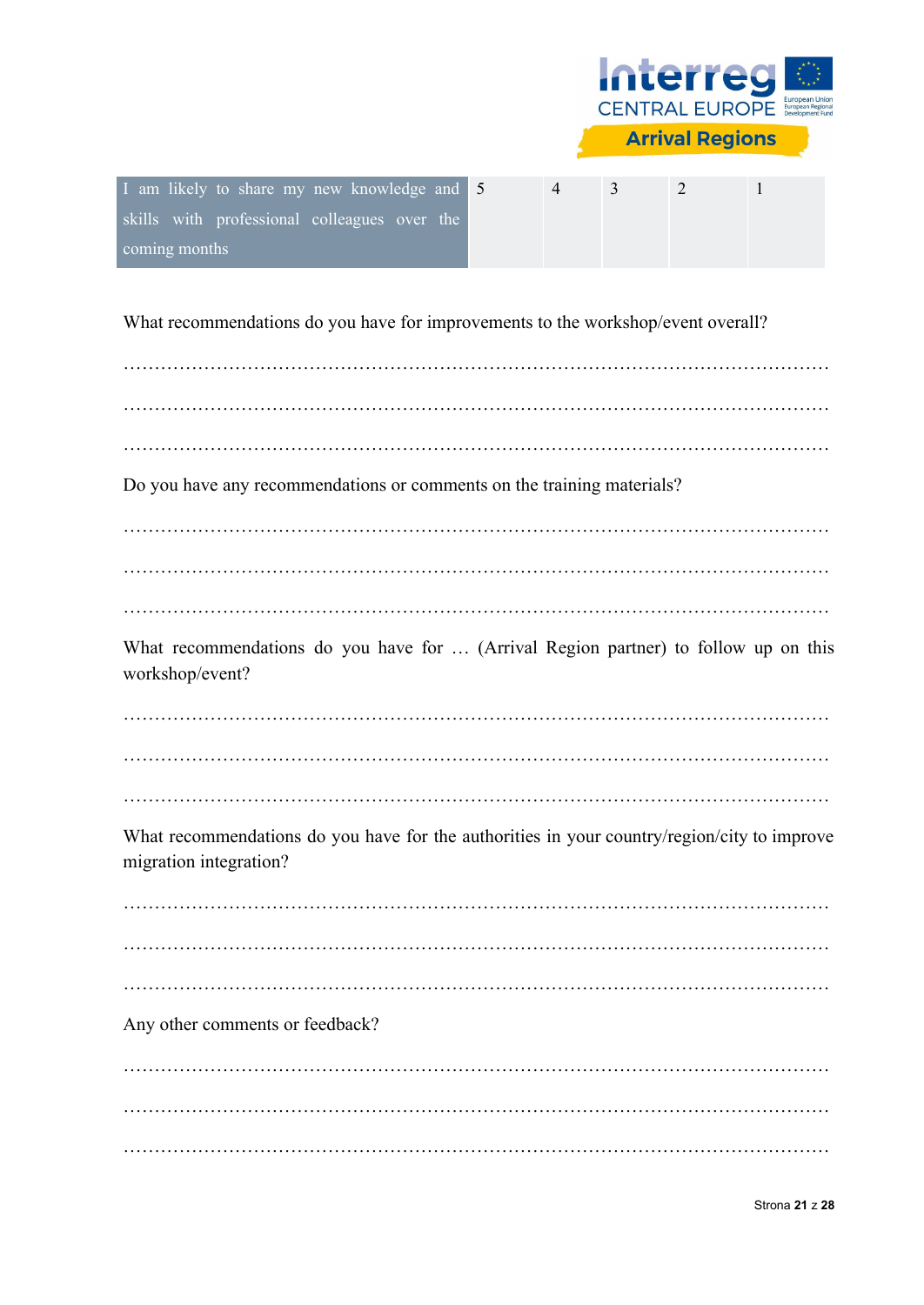| I am likely to share my new knowledge and skills with professional colleagues over the coming months | 5 | 4 | 3 | 2 | 1 |
|---|---|---|---|---|---|

What recommendations do you have for improvements to the workshop/event overall?

…………………………………………………………………………………………………

…………………………………………………………………………………………………

…………………………………………………………………………………………………

Do you have any recommendations or comments on the training materials?

…………………………………………………………………………………………………

…………………………………………………………………………………………………

…………………………………………………………………………………………………

What recommendations do you have for … (Arrival Region partner) to follow up on this workshop/event?

…………………………………………………………………………………………………

…………………………………………………………………………………………………

…………………………………………………………………………………………………

What recommendations do you have for the authorities in your country/region/city to improve migration integration?

…………………………………………………………………………………………………

…………………………………………………………………………………………………

…………………………………………………………………………………………………

Any other comments or feedback?

…………………………………………………………………………………………………

…………………………………………………………………………………………………

…………………………………………………………………………………………………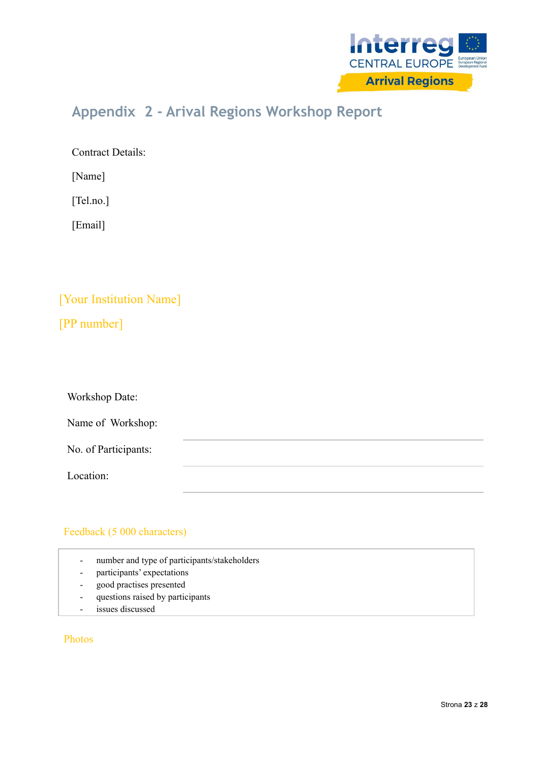## Appendix 2 - Arival Regions Workshop Report

Contract Details:

[Name]

[Tel.no.]

[Email]

[Your Institution Name]

[PP number]

Workshop Date:

Name of Workshop:

No. of Participants:

Location:

Feedback (5 000 characters)

- number and type of participants/stakeholders
- participants' expectations
- good practises presented
- questions raised by participants
- issues discussed

Photos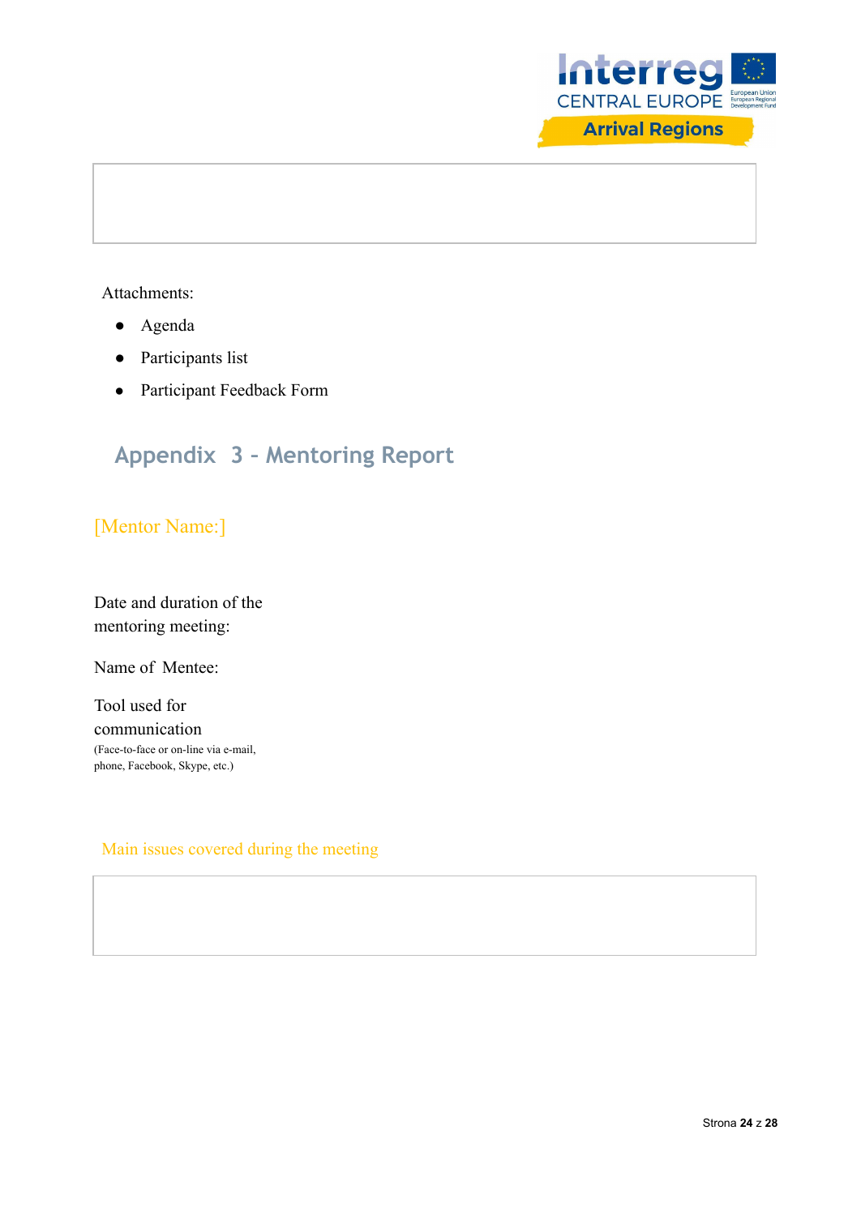Attachments:

- Agenda
- Participants list
- Participant Feedback Form

## Appendix 3 - Mentoring Report

[Mentor Name:]

Date and duration of the mentoring meeting:

Name of Mentee:

Tool used for communication
(Face-to-face or on-line via e-mail, phone, Facebook, Skype, etc.)

Main issues covered during the meeting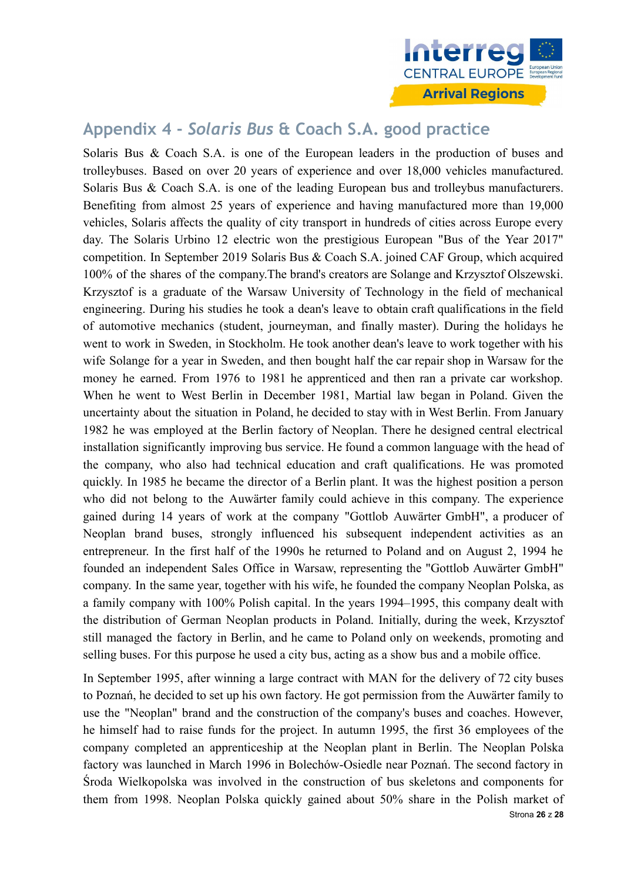## Appendix 4 - *Solaris Bus* & Coach S.A. good practice

Solaris Bus & Coach S.A. is one of the European leaders in the production of buses and trolleybuses. Based on over 20 years of experience and over 18,000 vehicles manufactured. Solaris Bus & Coach S.A. is one of the leading European bus and trolleybus manufacturers. Benefiting from almost 25 years of experience and having manufactured more than 19,000 vehicles, Solaris affects the quality of city transport in hundreds of cities across Europe every day. The Solaris Urbino 12 electric won the prestigious European "Bus of the Year 2017" competition. In September 2019 Solaris Bus & Coach S.A. joined CAF Group, which acquired 100% of the shares of the company.The brand's creators are Solange and Krzysztof Olszewski. Krzysztof is a graduate of the Warsaw University of Technology in the field of mechanical engineering. During his studies he took a dean's leave to obtain craft qualifications in the field of automotive mechanics (student, journeyman, and finally master). During the holidays he went to work in Sweden, in Stockholm. He took another dean's leave to work together with his wife Solange for a year in Sweden, and then bought half the car repair shop in Warsaw for the money he earned. From 1976 to 1981 he apprenticed and then ran a private car workshop. When he went to West Berlin in December 1981, Martial law began in Poland. Given the uncertainty about the situation in Poland, he decided to stay with in West Berlin. From January 1982 he was employed at the Berlin factory of Neoplan. There he designed central electrical installation significantly improving bus service. He found a common language with the head of the company, who also had technical education and craft qualifications. He was promoted quickly. In 1985 he became the director of a Berlin plant. It was the highest position a person who did not belong to the Auwärter family could achieve in this company. The experience gained during 14 years of work at the company "Gottlob Auwärter GmbH", a producer of Neoplan brand buses, strongly influenced his subsequent independent activities as an entrepreneur. In the first half of the 1990s he returned to Poland and on August 2, 1994 he founded an independent Sales Office in Warsaw, representing the "Gottlob Auwärter GmbH" company. In the same year, together with his wife, he founded the company Neoplan Polska, as a family company with 100% Polish capital. In the years 1994–1995, this company dealt with the distribution of German Neoplan products in Poland. Initially, during the week, Krzysztof still managed the factory in Berlin, and he came to Poland only on weekends, promoting and selling buses. For this purpose he used a city bus, acting as a show bus and a mobile office.

In September 1995, after winning a large contract with MAN for the delivery of 72 city buses to Poznań, he decided to set up his own factory. He got permission from the Auwärter family to use the "Neoplan" brand and the construction of the company's buses and coaches. However, he himself had to raise funds for the project. In autumn 1995, the first 36 employees of the company completed an apprenticeship at the Neoplan plant in Berlin. The Neoplan Polska factory was launched in March 1996 in Bolechów-Osiedle near Poznań. The second factory in Środa Wielkopolska was involved in the construction of bus skeletons and components for them from 1998. Neoplan Polska quickly gained about 50% share in the Polish market of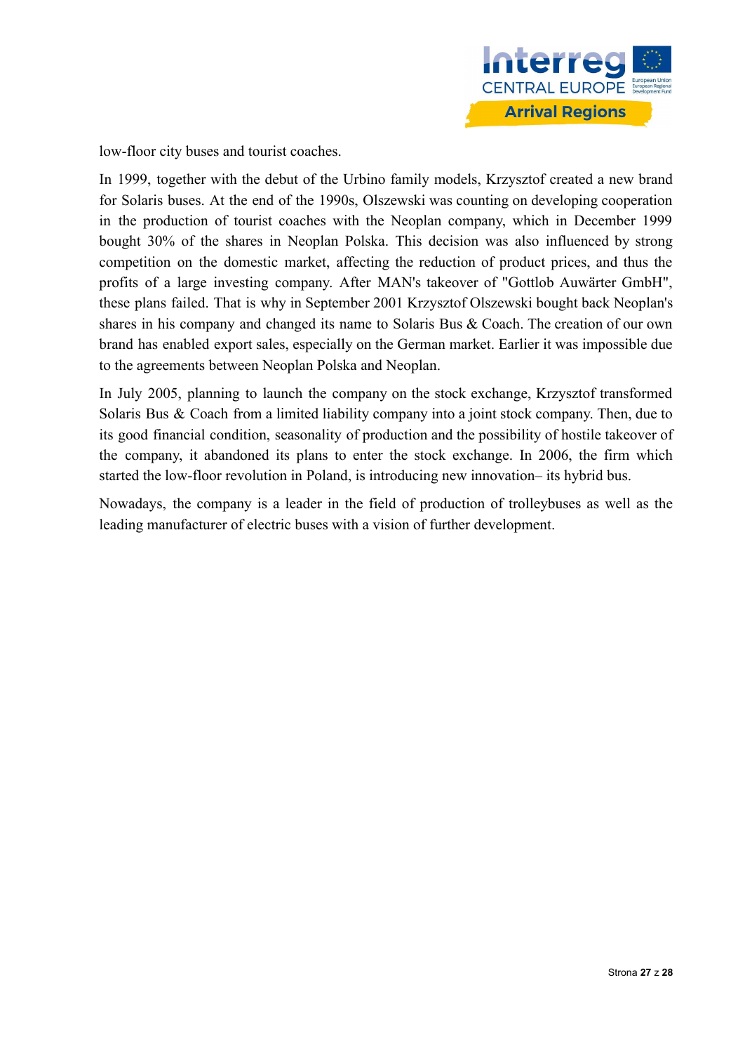low-floor city buses and tourist coaches.

In 1999, together with the debut of the Urbino family models, Krzysztof created a new brand for Solaris buses. At the end of the 1990s, Olszewski was counting on developing cooperation in the production of tourist coaches with the Neoplan company, which in December 1999 bought 30% of the shares in Neoplan Polska. This decision was also influenced by strong competition on the domestic market, affecting the reduction of product prices, and thus the profits of a large investing company. After MAN's takeover of "Gottlob Auwärter GmbH", these plans failed. That is why in September 2001 Krzysztof Olszewski bought back Neoplan's shares in his company and changed its name to Solaris Bus & Coach. The creation of our own brand has enabled export sales, especially on the German market. Earlier it was impossible due to the agreements between Neoplan Polska and Neoplan.

In July 2005, planning to launch the company on the stock exchange, Krzysztof transformed Solaris Bus & Coach from a limited liability company into a joint stock company. Then, due to its good financial condition, seasonality of production and the possibility of hostile takeover of the company, it abandoned its plans to enter the stock exchange. In 2006, the firm which started the low-floor revolution in Poland, is introducing new innovation– its hybrid bus.

Nowadays, the company is a leader in the field of production of trolleybuses as well as the leading manufacturer of electric buses with a vision of further development.